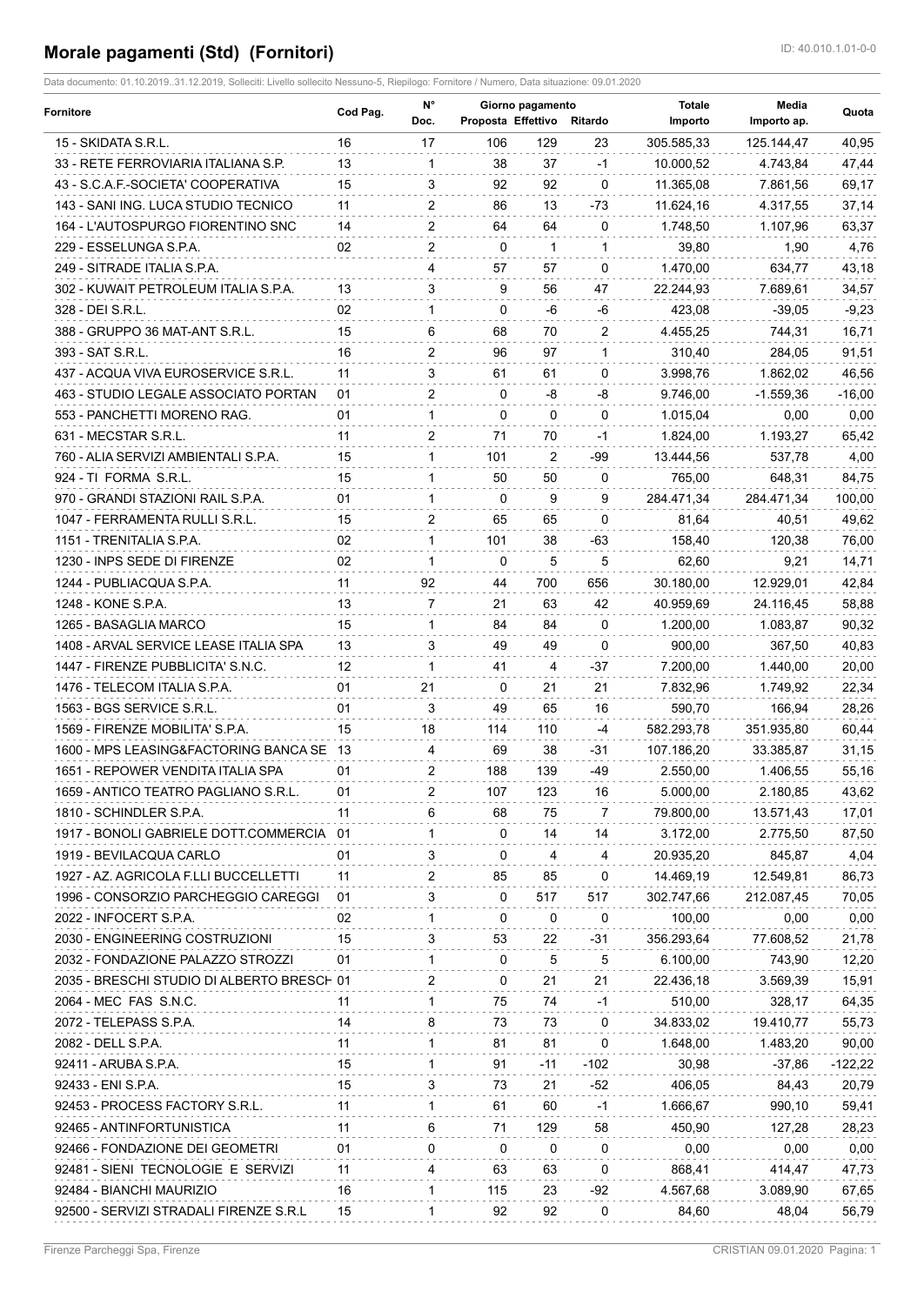# Morale pagamenti (Std) (Fornitori)

ID: 40.010.1.01-0-0

Data documento: 01.10.2019..31.12.2019, Solleciti: Livello sollecito Nessuno-5, Riepilogo: Fornitore / Numero, Data situazione: 09.01.2020

| Fornitore | Cod Pag. | N° Doc. | Giorno pagamento Proposta | Giorno pagamento Effettivo | Ritardo | Totale Importo | Media Importo ap. | Quota |
|---|---|---|---|---|---|---|---|---|
| 15 - SKIDATA S.R.L. | 16 | 17 | 106 | 129 | 23 | 305.585,33 | 125.144,47 | 40,95 |
| 33 - RETE FERROVIARIA ITALIANA S.P. | 13 | 1 | 38 | 37 | -1 | 10.000,52 | 4.743,84 | 47,44 |
| 43 - S.C.A.F.-SOCIETA' COOPERATIVA | 15 | 3 | 92 | 92 | 0 | 11.365,08 | 7.861,56 | 69,17 |
| 143 - SANI ING. LUCA STUDIO TECNICO | 11 | 2 | 86 | 13 | -73 | 11.624,16 | 4.317,55 | 37,14 |
| 164 - L'AUTOSPURGO FIORENTINO SNC | 14 | 2 | 64 | 64 | 0 | 1.748,50 | 1.107,96 | 63,37 |
| 229 - ESSELUNGA S.P.A. | 02 | 2 | 0 | 1 | 1 | 39,80 | 1,90 | 4,76 |
| 249 - SITRADE ITALIA S.P.A. | | 4 | 57 | 57 | 0 | 1.470,00 | 634,77 | 43,18 |
| 302 - KUWAIT PETROLEUM ITALIA S.P.A. | 13 | 3 | 9 | 56 | 47 | 22.244,93 | 7.689,61 | 34,57 |
| 328 - DEI S.R.L. | 02 | 1 | 0 | -6 | -6 | 423,08 | -39,05 | -9,23 |
| 388 - GRUPPO 36 MAT-ANT S.R.L. | 15 | 6 | 68 | 70 | 2 | 4.455,25 | 744,31 | 16,71 |
| 393 - SAT S.R.L. | 16 | 2 | 96 | 97 | 1 | 310,40 | 284,05 | 91,51 |
| 437 - ACQUA VIVA EUROSERVICE S.R.L. | 11 | 3 | 61 | 61 | 0 | 3.998,76 | 1.862,02 | 46,56 |
| 463 - STUDIO LEGALE ASSOCIATO PORTAN | 01 | 2 | 0 | -8 | -8 | 9.746,00 | -1.559,36 | -16,00 |
| 553 - PANCHETTI MORENO RAG. | 01 | 1 | 0 | 0 | 0 | 1.015,04 | 0,00 | 0,00 |
| 631 - MECSTAR S.R.L. | 11 | 2 | 71 | 70 | -1 | 1.824,00 | 1.193,27 | 65,42 |
| 760 - ALIA SERVIZI AMBIENTALI S.P.A. | 15 | 1 | 101 | 2 | -99 | 13.444,56 | 537,78 | 4,00 |
| 924 - TI FORMA S.R.L. | 15 | 1 | 50 | 50 | 0 | 765,00 | 648,31 | 84,75 |
| 970 - GRANDI STAZIONI RAIL S.P.A. | 01 | 1 | 0 | 9 | 9 | 284.471,34 | 284.471,34 | 100,00 |
| 1047 - FERRAMENTA RULLI S.R.L. | 15 | 2 | 65 | 65 | 0 | 81,64 | 40,51 | 49,62 |
| 1151 - TRENITALIA S.P.A. | 02 | 1 | 101 | 38 | -63 | 158,40 | 120,38 | 76,00 |
| 1230 - INPS SEDE DI FIRENZE | 02 | 1 | 0 | 5 | 5 | 62,60 | 9,21 | 14,71 |
| 1244 - PUBLIACQUA S.P.A. | 11 | 92 | 44 | 700 | 656 | 30.180,00 | 12.929,01 | 42,84 |
| 1248 - KONE S.P.A. | 13 | 7 | 21 | 63 | 42 | 40.959,69 | 24.116,45 | 58,88 |
| 1265 - BASAGLIA MARCO | 15 | 1 | 84 | 84 | 0 | 1.200,00 | 1.083,87 | 90,32 |
| 1408 - ARVAL SERVICE LEASE ITALIA SPA | 13 | 3 | 49 | 49 | 0 | 900,00 | 367,50 | 40,83 |
| 1447 - FIRENZE PUBBLICITA' S.N.C. | 12 | 1 | 41 | 4 | -37 | 7.200,00 | 1.440,00 | 20,00 |
| 1476 - TELECOM ITALIA S.P.A. | 01 | 21 | 0 | 21 | 21 | 7.832,96 | 1.749,92 | 22,34 |
| 1563 - BGS SERVICE S.R.L. | 01 | 3 | 49 | 65 | 16 | 590,70 | 166,94 | 28,26 |
| 1569 - FIRENZE MOBILITA' S.P.A. | 15 | 18 | 114 | 110 | -4 | 582.293,78 | 351.935,80 | 60,44 |
| 1600 - MPS LEASING&FACTORING BANCA SE | 13 | 4 | 69 | 38 | -31 | 107.186,20 | 33.385,87 | 31,15 |
| 1651 - REPOWER VENDITA ITALIA SPA | 01 | 2 | 188 | 139 | -49 | 2.550,00 | 1.406,55 | 55,16 |
| 1659 - ANTICO TEATRO PAGLIANO S.R.L. | 01 | 2 | 107 | 123 | 16 | 5.000,00 | 2.180,85 | 43,62 |
| 1810 - SCHINDLER S.P.A. | 11 | 6 | 68 | 75 | 7 | 79.800,00 | 13.571,43 | 17,01 |
| 1917 - BONOLI GABRIELE DOTT.COMMERCIA | 01 | 1 | 0 | 14 | 14 | 3.172,00 | 2.775,50 | 87,50 |
| 1919 - BEVILACQUA CARLO | 01 | 3 | 0 | 4 | 4 | 20.935,20 | 845,87 | 4,04 |
| 1927 - AZ. AGRICOLA F.LLI BUCCELLETTI | 11 | 2 | 85 | 85 | 0 | 14.469,19 | 12.549,81 | 86,73 |
| 1996 - CONSORZIO PARCHEGGIO CAREGGI | 01 | 3 | 0 | 517 | 517 | 302.747,66 | 212.087,45 | 70,05 |
| 2022 - INFOCERT S.P.A. | 02 | 1 | 0 | 0 | 0 | 100,00 | 0,00 | 0,00 |
| 2030 - ENGINEERING COSTRUZIONI | 15 | 3 | 53 | 22 | -31 | 356.293,64 | 77.608,52 | 21,78 |
| 2032 - FONDAZIONE PALAZZO STROZZI | 01 | 1 | 0 | 5 | 5 | 6.100,00 | 743,90 | 12,20 |
| 2035 - BRESCHI STUDIO DI ALBERTO BRESCH | 01 | 2 | 0 | 21 | 21 | 22.436,18 | 3.569,39 | 15,91 |
| 2064 - MEC FAS S.N.C. | 11 | 1 | 75 | 74 | -1 | 510,00 | 328,17 | 64,35 |
| 2072 - TELEPASS S.P.A. | 14 | 8 | 73 | 73 | 0 | 34.833,02 | 19.410,77 | 55,73 |
| 2082 - DELL S.P.A. | 11 | 1 | 81 | 81 | 0 | 1.648,00 | 1.483,20 | 90,00 |
| 92411 - ARUBA S.P.A. | 15 | 1 | 91 | -11 | -102 | 30,98 | -37,86 | -122,22 |
| 92433 - ENI S.P.A. | 15 | 3 | 73 | 21 | -52 | 406,05 | 84,43 | 20,79 |
| 92453 - PROCESS FACTORY S.R.L. | 11 | 1 | 61 | 60 | -1 | 1.666,67 | 990,10 | 59,41 |
| 92465 - ANTINFORTUNISTICA | 11 | 6 | 71 | 129 | 58 | 450,90 | 127,28 | 28,23 |
| 92466 - FONDAZIONE DEI GEOMETRI | 01 | 0 | 0 | 0 | 0 | 0,00 | 0,00 | 0,00 |
| 92481 - SIENI TECNOLOGIE E SERVIZI | 11 | 4 | 63 | 63 | 0 | 868,41 | 414,47 | 47,73 |
| 92484 - BIANCHI MAURIZIO | 16 | 1 | 115 | 23 | -92 | 4.567,68 | 3.089,90 | 67,65 |
| 92500 - SERVIZI STRADALI FIRENZE S.R.L | 15 | 1 | 92 | 92 | 0 | 84,60 | 48,04 | 56,79 |

Firenze Parcheggi Spa, Firenze — CRISTIAN 09.01.2020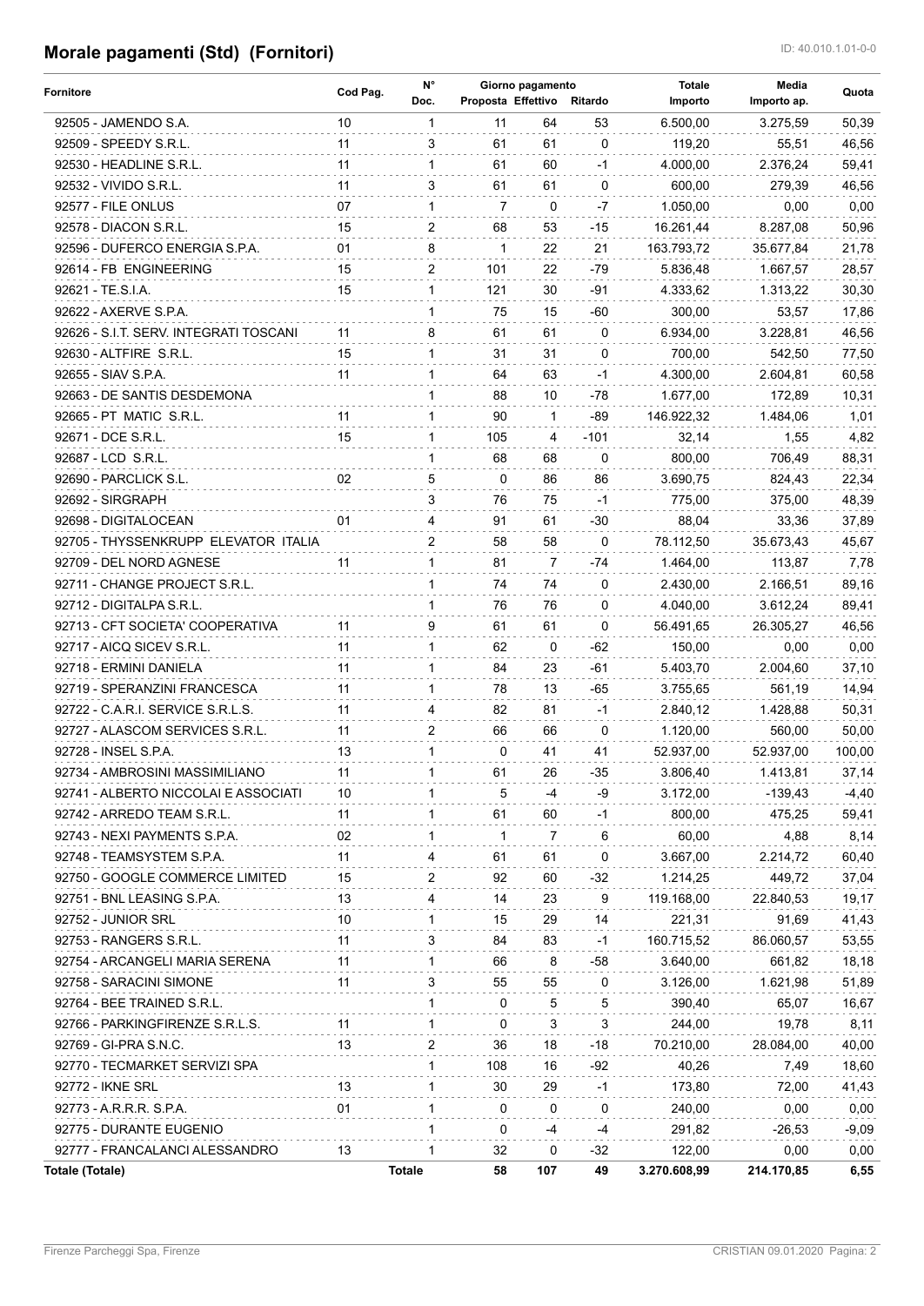# Morale pagamenti (Std) (Fornitori)

ID: 40.010.1.01-0-0

| Fornitore | Cod Pag. | N° Doc. | Giorno pagamento Proposta | Effettivo | Ritardo | Totale Importo | Media Importo ap. | Quota |
|---|---|---|---|---|---|---|---|---|
| 92505 - JAMENDO S.A. | 10 | 1 | 11 | 64 | 53 | 6.500,00 | 3.275,59 | 50,39 |
| 92509 - SPEEDY S.R.L. | 11 | 3 | 61 | 61 | 0 | 119,20 | 55,51 | 46,56 |
| 92530 - HEADLINE S.R.L. | 11 | 1 | 61 | 60 | -1 | 4.000,00 | 2.376,24 | 59,41 |
| 92532 - VIVIDO S.R.L. | 11 | 3 | 61 | 61 | 0 | 600,00 | 279,39 | 46,56 |
| 92577 - FILE ONLUS | 07 | 1 | 7 | 0 | -7 | 1.050,00 | 0,00 | 0,00 |
| 92578 - DIACON S.R.L. | 15 | 2 | 68 | 53 | -15 | 16.261,44 | 8.287,08 | 50,96 |
| 92596 - DUFERCO ENERGIA S.P.A. | 01 | 8 | 1 | 22 | 21 | 163.793,72 | 35.677,84 | 21,78 |
| 92614 - FB ENGINEERING | 15 | 2 | 101 | 22 | -79 | 5.836,48 | 1.667,57 | 28,57 |
| 92621 - TE.S.I.A. | 15 | 1 | 121 | 30 | -91 | 4.333,62 | 1.313,22 | 30,30 |
| 92622 - AXERVE S.P.A. | | 1 | 75 | 15 | -60 | 300,00 | 53,57 | 17,86 |
| 92626 - S.I.T. SERV. INTEGRATI TOSCANI | 11 | 8 | 61 | 61 | 0 | 6.934,00 | 3.228,81 | 46,56 |
| 92630 - ALTFIRE S.R.L. | 15 | 1 | 31 | 31 | 0 | 700,00 | 542,50 | 77,50 |
| 92655 - SIAV S.P.A. | 11 | 1 | 64 | 63 | -1 | 4.300,00 | 2.604,81 | 60,58 |
| 92663 - DE SANTIS DESDEMONA | | 1 | 88 | 10 | -78 | 1.677,00 | 172,89 | 10,31 |
| 92665 - PT MATIC S.R.L. | 11 | 1 | 90 | 1 | -89 | 146.922,32 | 1.484,06 | 1,01 |
| 92671 - DCE S.R.L. | 15 | 1 | 105 | 4 | -101 | 32,14 | 1,55 | 4,82 |
| 92687 - LCD S.R.L. | | 1 | 68 | 68 | 0 | 800,00 | 706,49 | 88,31 |
| 92690 - PARCLICK S.L. | 02 | 5 | 0 | 86 | 86 | 3.690,75 | 824,43 | 22,34 |
| 92692 - SIRGRAPH | | 3 | 76 | 75 | -1 | 775,00 | 375,00 | 48,39 |
| 92698 - DIGITALOCEAN | 01 | 4 | 91 | 61 | -30 | 88,04 | 33,36 | 37,89 |
| 92705 - THYSSENKRUPP ELEVATOR ITALIA | | 2 | 58 | 58 | 0 | 78.112,50 | 35.673,43 | 45,67 |
| 92709 - DEL NORD AGNESE | 11 | 1 | 81 | 7 | -74 | 1.464,00 | 113,87 | 7,78 |
| 92711 - CHANGE PROJECT S.R.L. | | 1 | 74 | 74 | 0 | 2.430,00 | 2.166,51 | 89,16 |
| 92712 - DIGITALPA S.R.L. | | 1 | 76 | 76 | 0 | 4.040,00 | 3.612,24 | 89,41 |
| 92713 - CFT SOCIETA' COOPERATIVA | 11 | 9 | 61 | 61 | 0 | 56.491,65 | 26.305,27 | 46,56 |
| 92717 - AICQ SICEV S.R.L. | 11 | 1 | 62 | 0 | -62 | 150,00 | 0,00 | 0,00 |
| 92718 - ERMINI DANIELA | 11 | 1 | 84 | 23 | -61 | 5.403,70 | 2.004,60 | 37,10 |
| 92719 - SPERANZINI FRANCESCA | 11 | 1 | 78 | 13 | -65 | 3.755,65 | 561,19 | 14,94 |
| 92722 - C.A.R.I. SERVICE S.R.L.S. | 11 | 4 | 82 | 81 | -1 | 2.840,12 | 1.428,88 | 50,31 |
| 92727 - ALASCOM SERVICES S.R.L. | 11 | 2 | 66 | 66 | 0 | 1.120,00 | 560,00 | 50,00 |
| 92728 - INSEL S.P.A. | 13 | 1 | 0 | 41 | 41 | 52.937,00 | 52.937,00 | 100,00 |
| 92734 - AMBROSINI MASSIMILIANO | 11 | 1 | 61 | 26 | -35 | 3.806,40 | 1.413,81 | 37,14 |
| 92741 - ALBERTO NICCOLAI E ASSOCIATI | 10 | 1 | 5 | -4 | -9 | 3.172,00 | -139,43 | -4,40 |
| 92742 - ARREDO TEAM S.R.L. | 11 | 1 | 61 | 60 | -1 | 800,00 | 475,25 | 59,41 |
| 92743 - NEXI PAYMENTS S.P.A. | 02 | 1 | 1 | 7 | 6 | 60,00 | 4,88 | 8,14 |
| 92748 - TEAMSYSTEM S.P.A. | 11 | 4 | 61 | 61 | 0 | 3.667,00 | 2.214,72 | 60,40 |
| 92750 - GOOGLE COMMERCE LIMITED | 15 | 2 | 92 | 60 | -32 | 1.214,25 | 449,72 | 37,04 |
| 92751 - BNL LEASING S.P.A. | 13 | 4 | 14 | 23 | 9 | 119.168,00 | 22.840,53 | 19,17 |
| 92752 - JUNIOR SRL | 10 | 1 | 15 | 29 | 14 | 221,31 | 91,69 | 41,43 |
| 92753 - RANGERS S.R.L. | 11 | 3 | 84 | 83 | -1 | 160.715,52 | 86.060,57 | 53,55 |
| 92754 - ARCANGELI MARIA SERENA | 11 | 1 | 66 | 8 | -58 | 3.640,00 | 661,82 | 18,18 |
| 92758 - SARACINI SIMONE | 11 | 3 | 55 | 55 | 0 | 3.126,00 | 1.621,98 | 51,89 |
| 92764 - BEE TRAINED S.R.L. | | 1 | 0 | 5 | 5 | 390,40 | 65,07 | 16,67 |
| 92766 - PARKINGFIRENZE S.R.L.S. | 11 | 1 | 0 | 3 | 3 | 244,00 | 19,78 | 8,11 |
| 92769 - GI-PRA S.N.C. | 13 | 2 | 36 | 18 | -18 | 70.210,00 | 28.084,00 | 40,00 |
| 92770 - TECMARKET SERVIZI SPA | | 1 | 108 | 16 | -92 | 40,26 | 7,49 | 18,60 |
| 92772 - IKNE SRL | 13 | 1 | 30 | 29 | -1 | 173,80 | 72,00 | 41,43 |
| 92773 - A.R.R.R. S.P.A. | 01 | 1 | 0 | 0 | 0 | 240,00 | 0,00 | 0,00 |
| 92775 - DURANTE EUGENIO | | 1 | 0 | -4 | -4 | 291,82 | -26,53 | -9,09 |
| 92777 - FRANCALANCI ALESSANDRO | 13 | 1 | 32 | 0 | -32 | 122,00 | 0,00 | 0,00 |
| **Totale (Totale)** | | **Totale** | **58** | **107** | **49** | **3.270.608,99** | **214.170,85** | **6,55** |

Firenze Parcheggi Spa, Firenze — CRISTIAN 09.01.2020